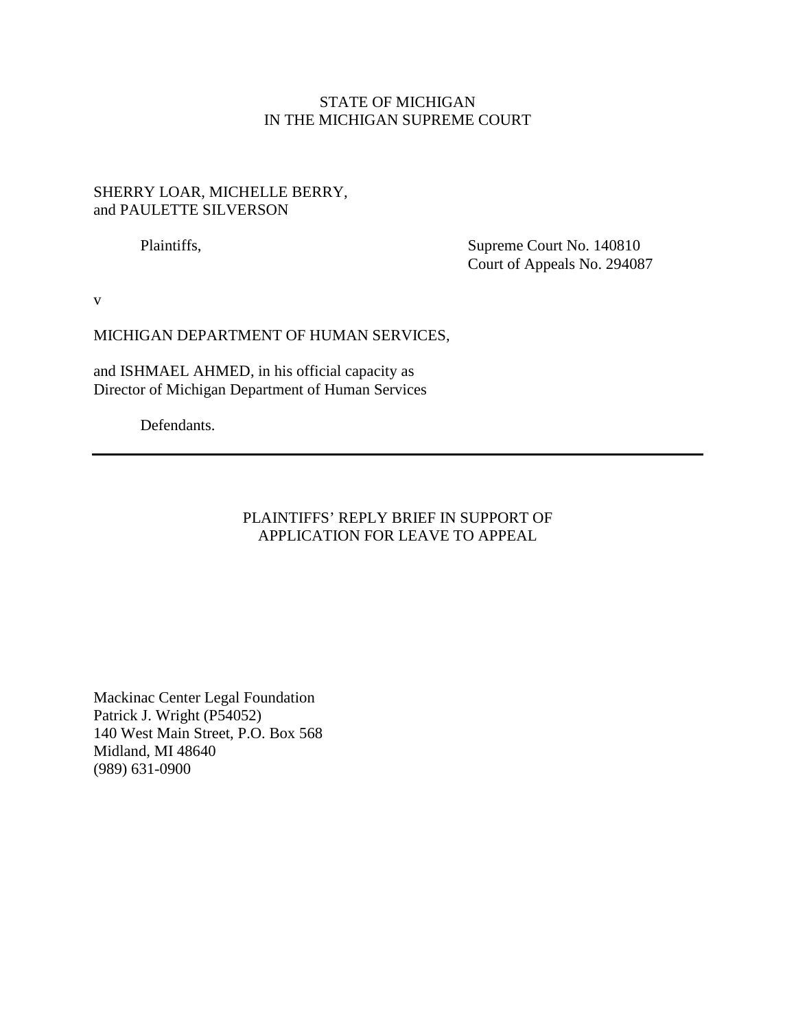STATE OF MICHIGAN
IN THE MICHIGAN SUPREME COURT

SHERRY LOAR, MICHELLE BERRY,
and PAULETTE SILVERSON

Plaintiffs,

Supreme Court No. 140810
Court of Appeals No. 294087

v

MICHIGAN DEPARTMENT OF HUMAN SERVICES,

and ISHMAEL AHMED, in his official capacity as
Director of Michigan Department of Human Services

Defendants.

---

PLAINTIFFS' REPLY BRIEF IN SUPPORT OF
APPLICATION FOR LEAVE TO APPEAL

Mackinac Center Legal Foundation
Patrick J. Wright (P54052)
140 West Main Street, P.O. Box 568
Midland, MI 48640
(989) 631-0900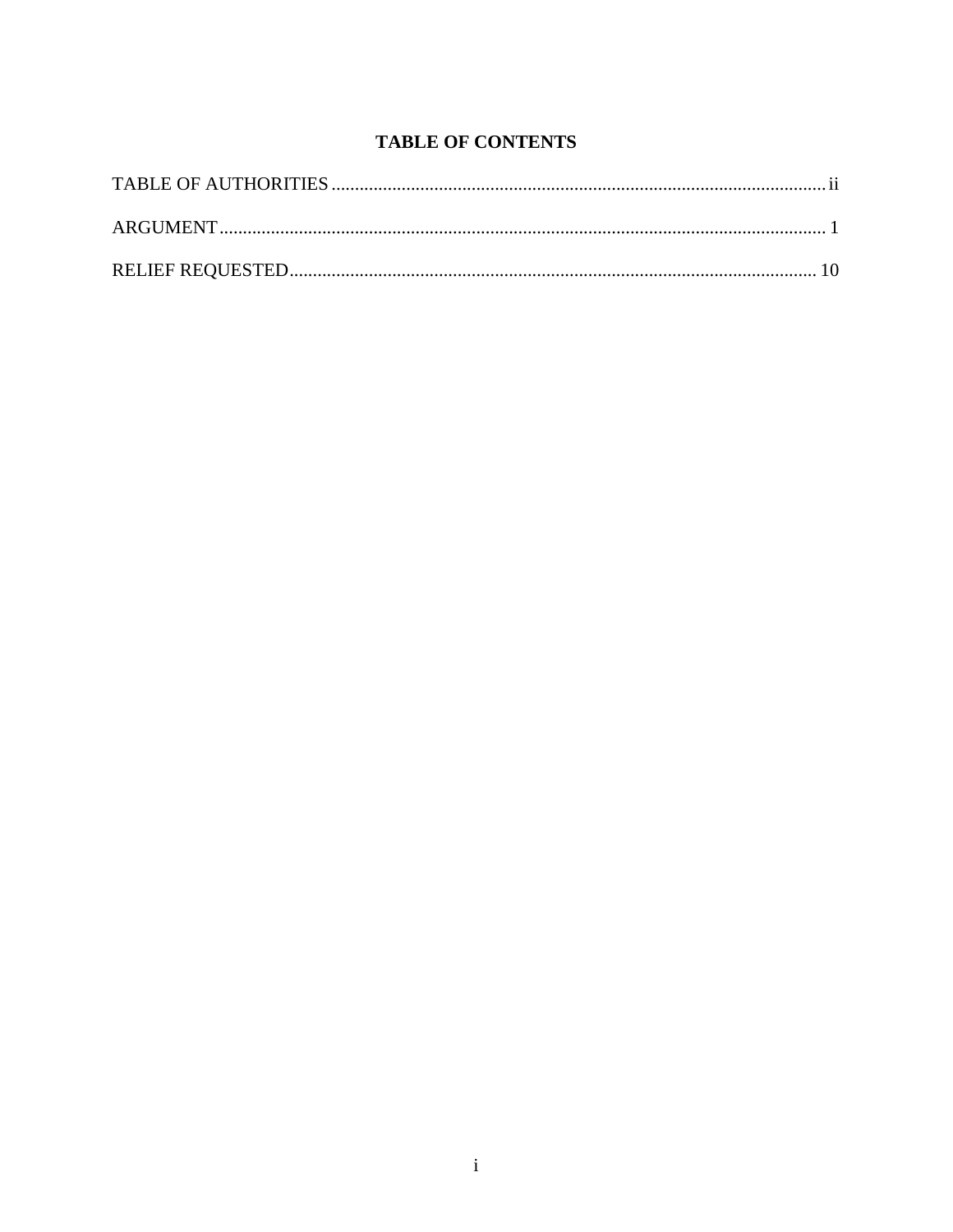# TABLE OF CONTENTS

TABLE OF AUTHORITIES .......... ii

ARGUMENT .......... 1

RELIEF REQUESTED .......... 10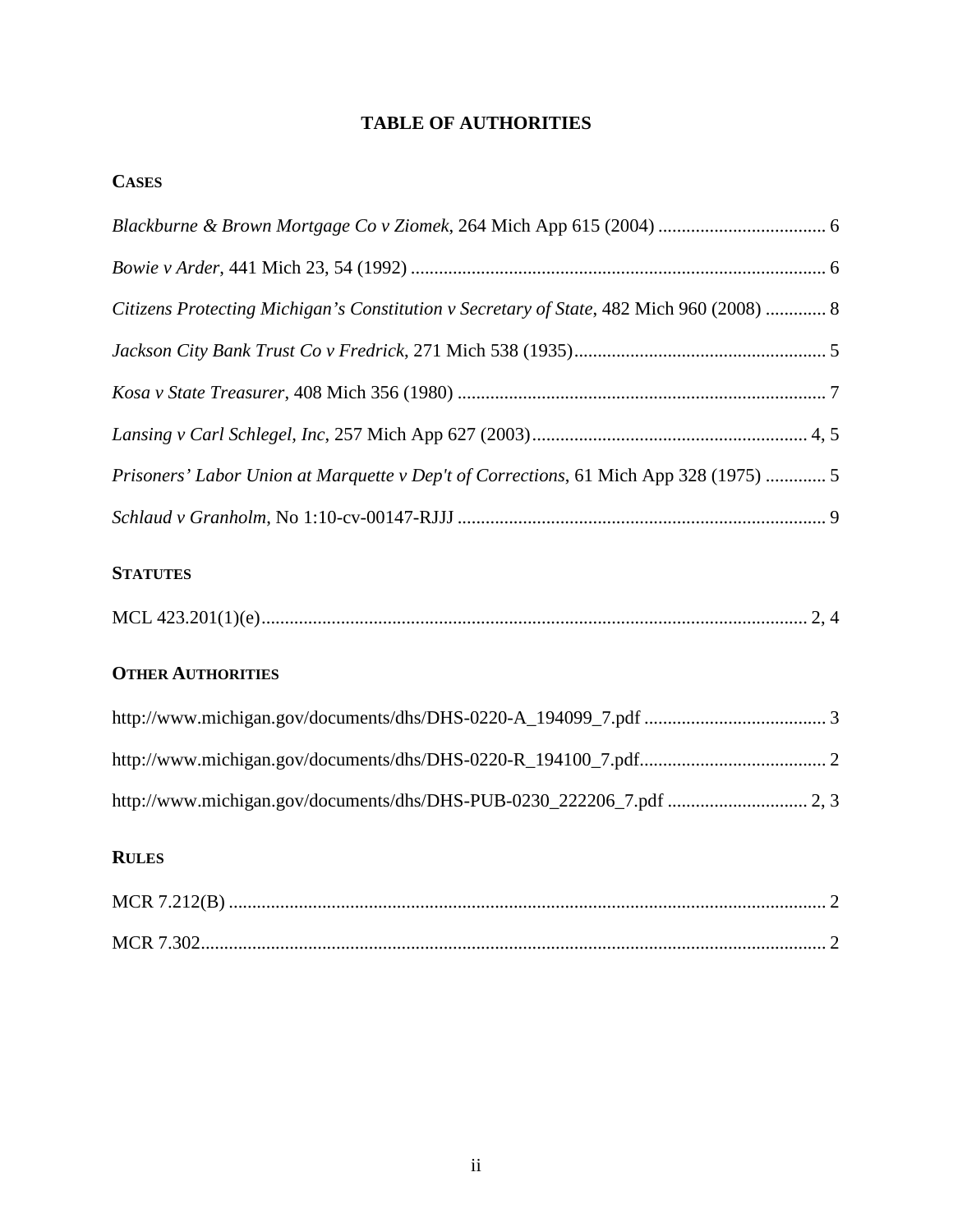# TABLE OF AUTHORITIES

## CASES

*Blackburne & Brown Mortgage Co v Ziomek*, 264 Mich App 615 (2004) .................................... 6

*Bowie v Arder*, 441 Mich 23, 54 (1992) ........................................................................................ 6

*Citizens Protecting Michigan's Constitution v Secretary of State*, 482 Mich 960 (2008) ............. 8

*Jackson City Bank Trust Co v Fredrick*, 271 Mich 538 (1935)...................................................... 5

*Kosa v State Treasurer*, 408 Mich 356 (1980) .............................................................................. 7

*Lansing v Carl Schlegel, Inc*, 257 Mich App 627 (2003)........................................................... 4, 5

*Prisoners' Labor Union at Marquette v Dep't of Corrections*, 61 Mich App 328 (1975) ............. 5

*Schlaud v Granholm*, No 1:10-cv-00147-RJJJ .............................................................................. 9

## STATUTES

MCL 423.201(1)(e)................................................................................................................... 2, 4

## OTHER AUTHORITIES

http://www.michigan.gov/documents/dhs/DHS-0220-A_194099_7.pdf ....................................... 3

http://www.michigan.gov/documents/dhs/DHS-0220-R_194100_7.pdf........................................ 2

http://www.michigan.gov/documents/dhs/DHS-PUB-0230_222206_7.pdf .............................. 2, 3

## RULES

MCR 7.212(B) ............................................................................................................................... 2

MCR 7.302..................................................................................................................................... 2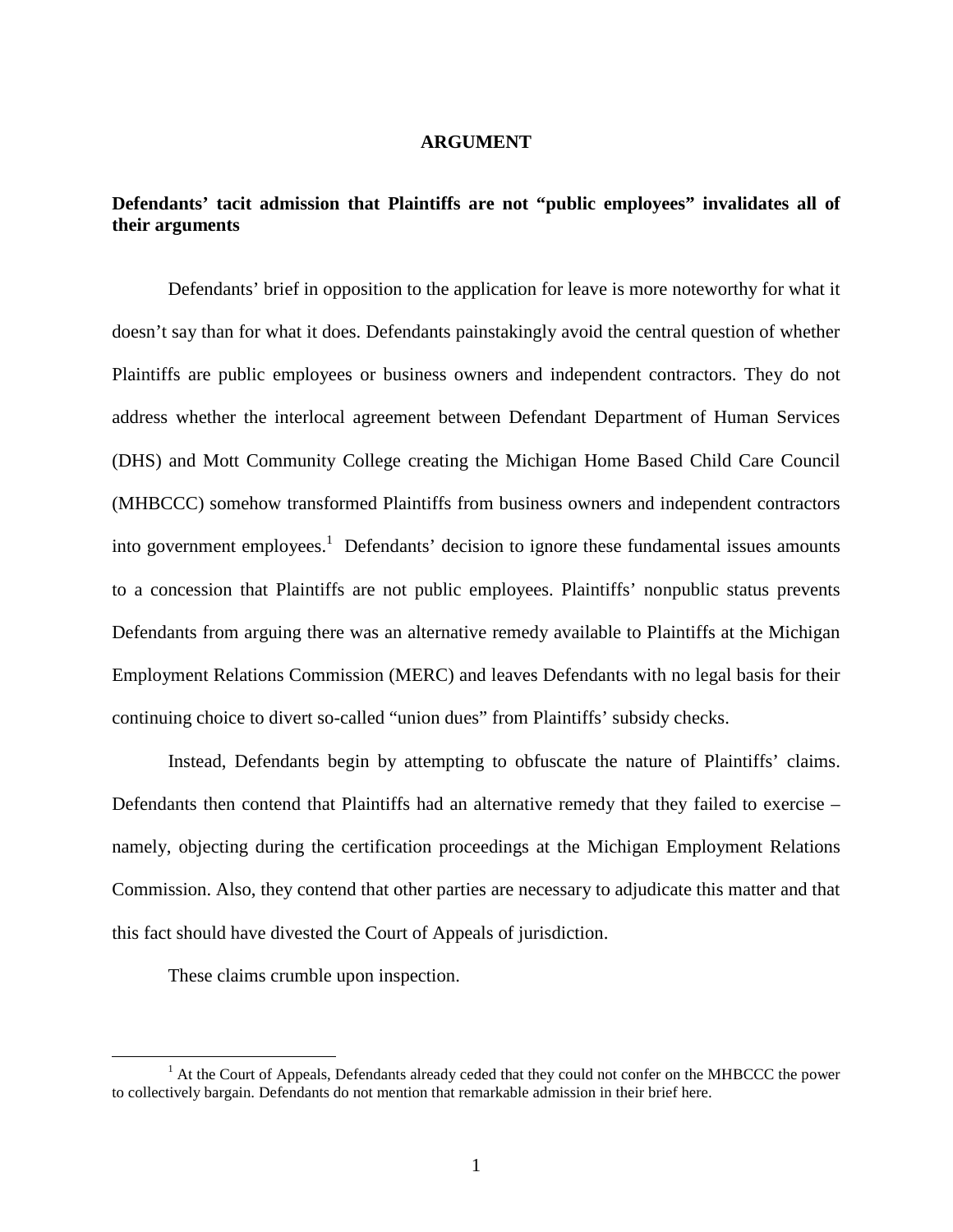# ARGUMENT

**Defendants' tacit admission that Plaintiffs are not "public employees" invalidates all of their arguments**

Defendants' brief in opposition to the application for leave is more noteworthy for what it doesn't say than for what it does. Defendants painstakingly avoid the central question of whether Plaintiffs are public employees or business owners and independent contractors. They do not address whether the interlocal agreement between Defendant Department of Human Services (DHS) and Mott Community College creating the Michigan Home Based Child Care Council (MHBCCC) somehow transformed Plaintiffs from business owners and independent contractors into government employees.[1] Defendants' decision to ignore these fundamental issues amounts to a concession that Plaintiffs are not public employees. Plaintiffs' nonpublic status prevents Defendants from arguing there was an alternative remedy available to Plaintiffs at the Michigan Employment Relations Commission (MERC) and leaves Defendants with no legal basis for their continuing choice to divert so-called "union dues" from Plaintiffs' subsidy checks.

Instead, Defendants begin by attempting to obfuscate the nature of Plaintiffs' claims. Defendants then contend that Plaintiffs had an alternative remedy that they failed to exercise – namely, objecting during the certification proceedings at the Michigan Employment Relations Commission. Also, they contend that other parties are necessary to adjudicate this matter and that this fact should have divested the Court of Appeals of jurisdiction.

These claims crumble upon inspection.

[1] At the Court of Appeals, Defendants already ceded that they could not confer on the MHBCCC the power to collectively bargain. Defendants do not mention that remarkable admission in their brief here.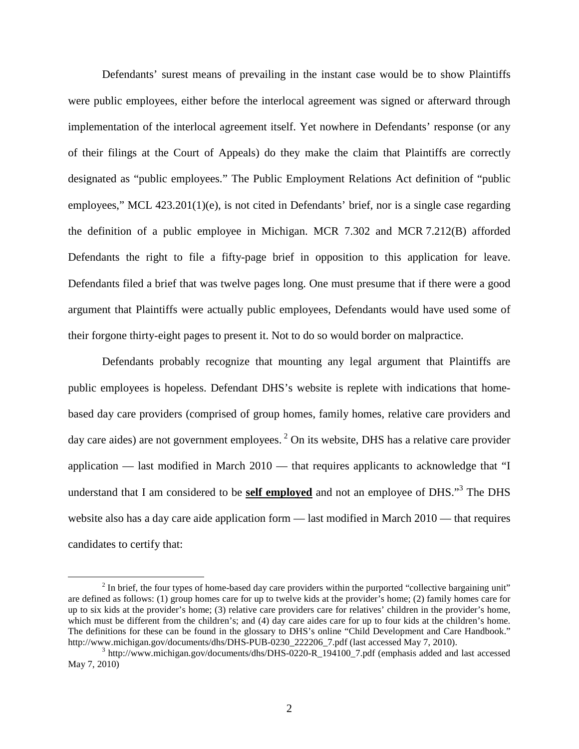Defendants' surest means of prevailing in the instant case would be to show Plaintiffs were public employees, either before the interlocal agreement was signed or afterward through implementation of the interlocal agreement itself. Yet nowhere in Defendants' response (or any of their filings at the Court of Appeals) do they make the claim that Plaintiffs are correctly designated as "public employees." The Public Employment Relations Act definition of "public employees," MCL 423.201(1)(e), is not cited in Defendants' brief, nor is a single case regarding the definition of a public employee in Michigan. MCR 7.302 and MCR 7.212(B) afforded Defendants the right to file a fifty-page brief in opposition to this application for leave. Defendants filed a brief that was twelve pages long. One must presume that if there were a good argument that Plaintiffs were actually public employees, Defendants would have used some of their forgone thirty-eight pages to present it. Not to do so would border on malpractice.

Defendants probably recognize that mounting any legal argument that Plaintiffs are public employees is hopeless. Defendant DHS's website is replete with indications that home-based day care providers (comprised of group homes, family homes, relative care providers and day care aides) are not government employees. [2] On its website, DHS has a relative care provider application — last modified in March 2010 — that requires applicants to acknowledge that "I understand that I am considered to be **self employed** and not an employee of DHS."[3] The DHS website also has a day care aide application form — last modified in March 2010 — that requires candidates to certify that:

[2] In brief, the four types of home-based day care providers within the purported "collective bargaining unit" are defined as follows: (1) group homes care for up to twelve kids at the provider's home; (2) family homes care for up to six kids at the provider's home; (3) relative care providers care for relatives' children in the provider's home, which must be different from the children's; and (4) day care aides care for up to four kids at the children's home. The definitions for these can be found in the glossary to DHS's online "Child Development and Care Handbook." http://www.michigan.gov/documents/dhs/DHS-PUB-0230_222206_7.pdf (last accessed May 7, 2010).

[3] http://www.michigan.gov/documents/dhs/DHS-0220-R_194100_7.pdf (emphasis added and last accessed May 7, 2010)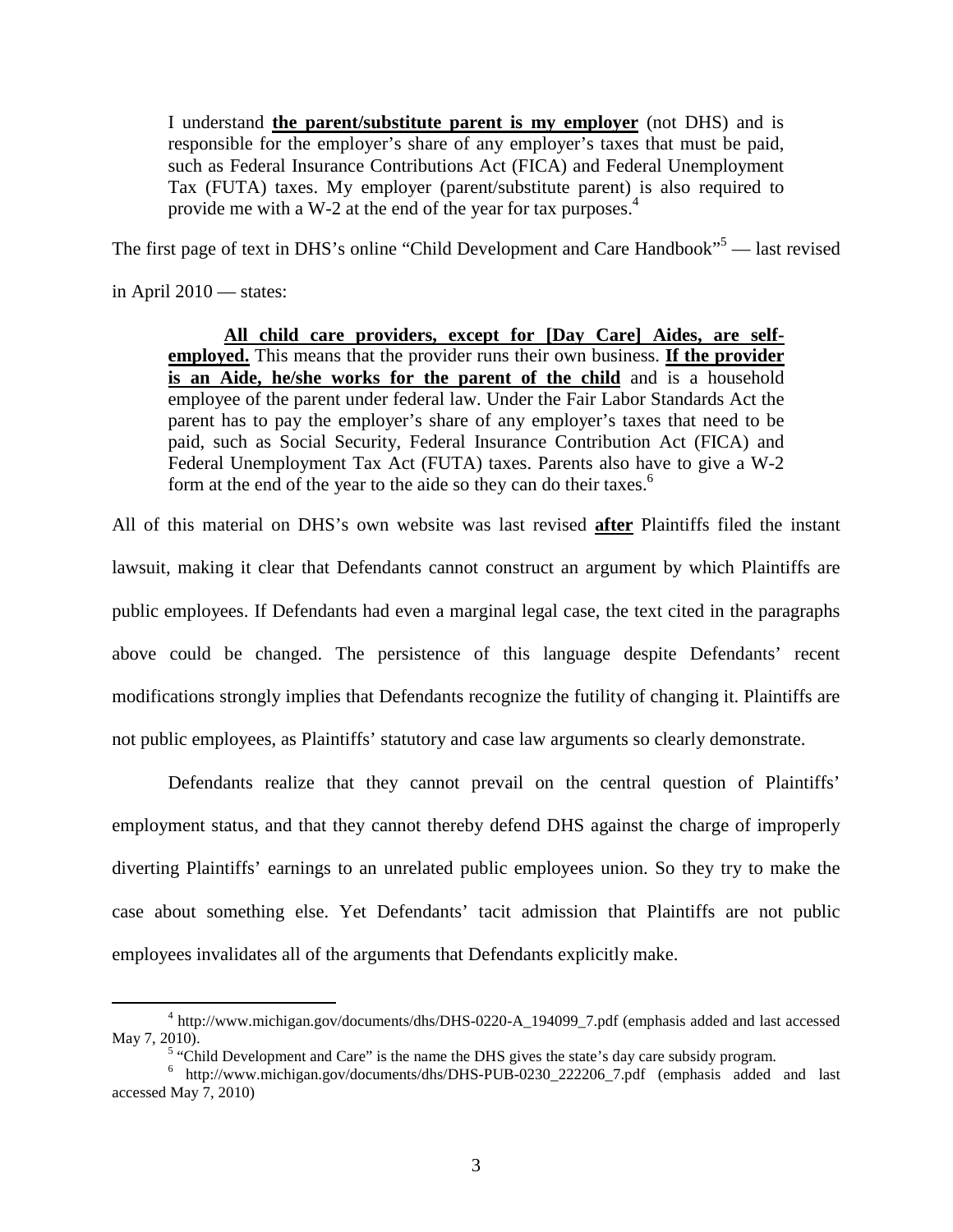> I understand **the parent/substitute parent is my employer** (not DHS) and is responsible for the employer's share of any employer's taxes that must be paid, such as Federal Insurance Contributions Act (FICA) and Federal Unemployment Tax (FUTA) taxes. My employer (parent/substitute parent) is also required to provide me with a W-2 at the end of the year for tax purposes.[4]

The first page of text in DHS's online "Child Development and Care Handbook"[5] — last revised in April 2010 — states:

> **All child care providers, except for [Day Care] Aides, are self-employed.** This means that the provider runs their own business. **If the provider is an Aide, he/she works for the parent of the child** and is a household employee of the parent under federal law. Under the Fair Labor Standards Act the parent has to pay the employer's share of any employer's taxes that need to be paid, such as Social Security, Federal Insurance Contribution Act (FICA) and Federal Unemployment Tax Act (FUTA) taxes. Parents also have to give a W-2 form at the end of the year to the aide so they can do their taxes.[6]

All of this material on DHS's own website was last revised **after** Plaintiffs filed the instant lawsuit, making it clear that Defendants cannot construct an argument by which Plaintiffs are public employees. If Defendants had even a marginal legal case, the text cited in the paragraphs above could be changed. The persistence of this language despite Defendants' recent modifications strongly implies that Defendants recognize the futility of changing it. Plaintiffs are not public employees, as Plaintiffs' statutory and case law arguments so clearly demonstrate.

Defendants realize that they cannot prevail on the central question of Plaintiffs' employment status, and that they cannot thereby defend DHS against the charge of improperly diverting Plaintiffs' earnings to an unrelated public employees union. So they try to make the case about something else. Yet Defendants' tacit admission that Plaintiffs are not public employees invalidates all of the arguments that Defendants explicitly make.

---

[4] http://www.michigan.gov/documents/dhs/DHS-0220-A_194099_7.pdf (emphasis added and last accessed May 7, 2010).

[5] "Child Development and Care" is the name the DHS gives the state's day care subsidy program.

[6] http://www.michigan.gov/documents/dhs/DHS-PUB-0230_222206_7.pdf (emphasis added and last accessed May 7, 2010)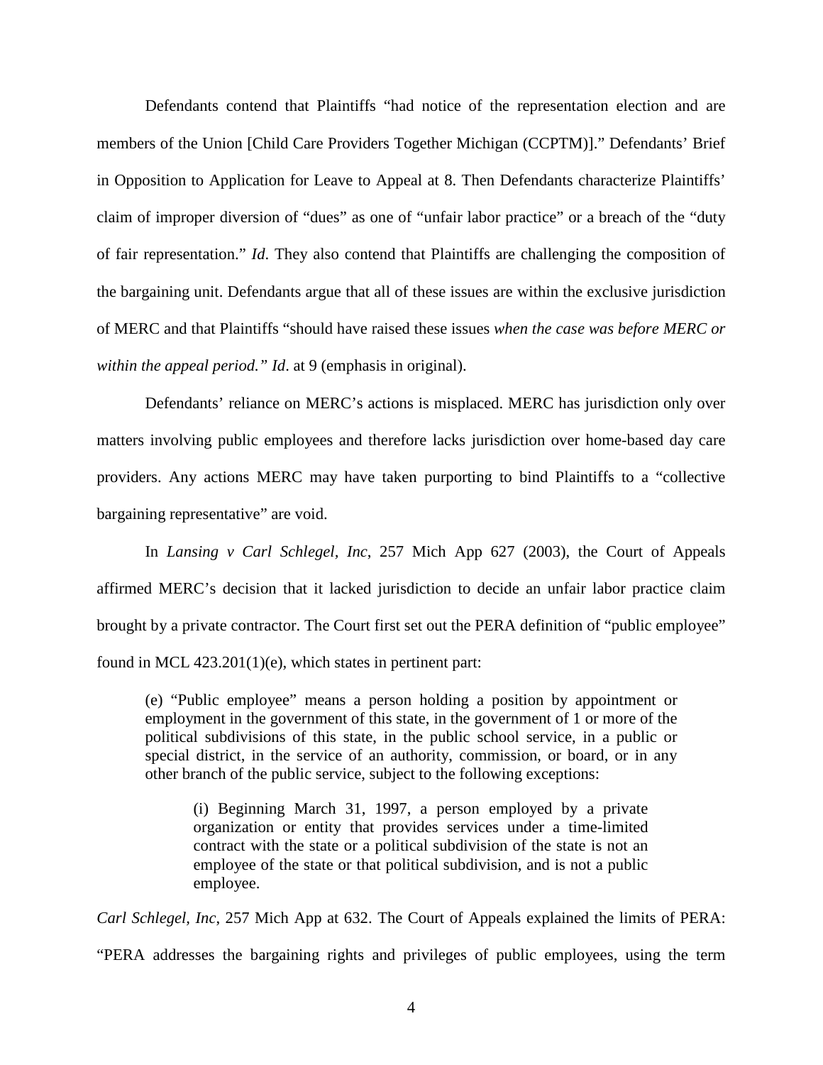Defendants contend that Plaintiffs "had notice of the representation election and are members of the Union [Child Care Providers Together Michigan (CCPTM)]." Defendants' Brief in Opposition to Application for Leave to Appeal at 8. Then Defendants characterize Plaintiffs' claim of improper diversion of "dues" as one of "unfair labor practice" or a breach of the "duty of fair representation." *Id*. They also contend that Plaintiffs are challenging the composition of the bargaining unit. Defendants argue that all of these issues are within the exclusive jurisdiction of MERC and that Plaintiffs "should have raised these issues *when the case was before MERC or within the appeal period." Id*. at 9 (emphasis in original).

Defendants' reliance on MERC's actions is misplaced. MERC has jurisdiction only over matters involving public employees and therefore lacks jurisdiction over home-based day care providers. Any actions MERC may have taken purporting to bind Plaintiffs to a "collective bargaining representative" are void.

In *Lansing v Carl Schlegel, Inc*, 257 Mich App 627 (2003), the Court of Appeals affirmed MERC's decision that it lacked jurisdiction to decide an unfair labor practice claim brought by a private contractor. The Court first set out the PERA definition of "public employee" found in MCL 423.201(1)(e), which states in pertinent part:

> (e) "Public employee" means a person holding a position by appointment or employment in the government of this state, in the government of 1 or more of the political subdivisions of this state, in the public school service, in a public or special district, in the service of an authority, commission, or board, or in any other branch of the public service, subject to the following exceptions:
>
> > (i) Beginning March 31, 1997, a person employed by a private organization or entity that provides services under a time-limited contract with the state or a political subdivision of the state is not an employee of the state or that political subdivision, and is not a public employee.

*Carl Schlegel, Inc*, 257 Mich App at 632. The Court of Appeals explained the limits of PERA: "PERA addresses the bargaining rights and privileges of public employees, using the term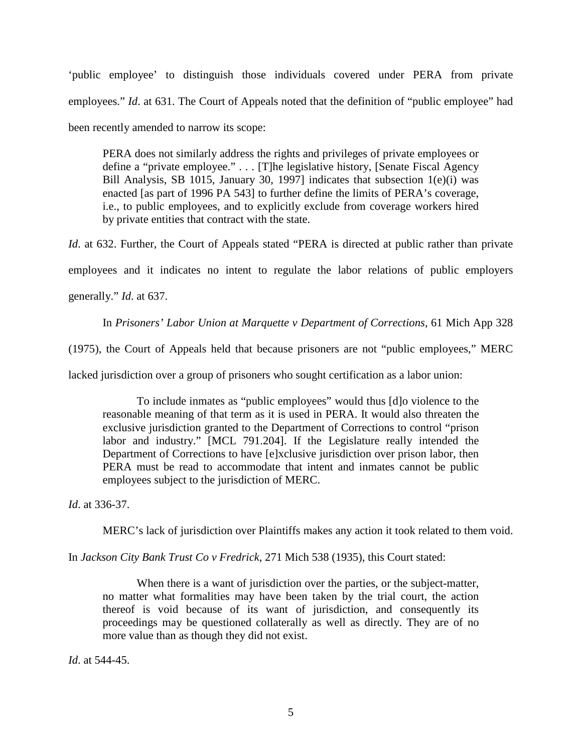'public employee' to distinguish those individuals covered under PERA from private employees." *Id*. at 631. The Court of Appeals noted that the definition of "public employee" had been recently amended to narrow its scope:

> PERA does not similarly address the rights and privileges of private employees or define a "private employee." . . . [T]he legislative history, [Senate Fiscal Agency Bill Analysis, SB 1015, January 30, 1997] indicates that subsection 1(e)(i) was enacted [as part of 1996 PA 543] to further define the limits of PERA's coverage, i.e., to public employees, and to explicitly exclude from coverage workers hired by private entities that contract with the state.

*Id*. at 632. Further, the Court of Appeals stated "PERA is directed at public rather than private employees and it indicates no intent to regulate the labor relations of public employers generally." *Id*. at 637.

In *Prisoners' Labor Union at Marquette v Department of Corrections*, 61 Mich App 328 (1975), the Court of Appeals held that because prisoners are not "public employees," MERC lacked jurisdiction over a group of prisoners who sought certification as a labor union:

> To include inmates as "public employees" would thus [d]o violence to the reasonable meaning of that term as it is used in PERA. It would also threaten the exclusive jurisdiction granted to the Department of Corrections to control "prison labor and industry." [MCL 791.204]. If the Legislature really intended the Department of Corrections to have [e]xclusive jurisdiction over prison labor, then PERA must be read to accommodate that intent and inmates cannot be public employees subject to the jurisdiction of MERC.

*Id*. at 336-37.

MERC's lack of jurisdiction over Plaintiffs makes any action it took related to them void. In *Jackson City Bank Trust Co v Fredrick*, 271 Mich 538 (1935), this Court stated:

> When there is a want of jurisdiction over the parties, or the subject-matter, no matter what formalities may have been taken by the trial court, the action thereof is void because of its want of jurisdiction, and consequently its proceedings may be questioned collaterally as well as directly. They are of no more value than as though they did not exist.

*Id*. at 544-45.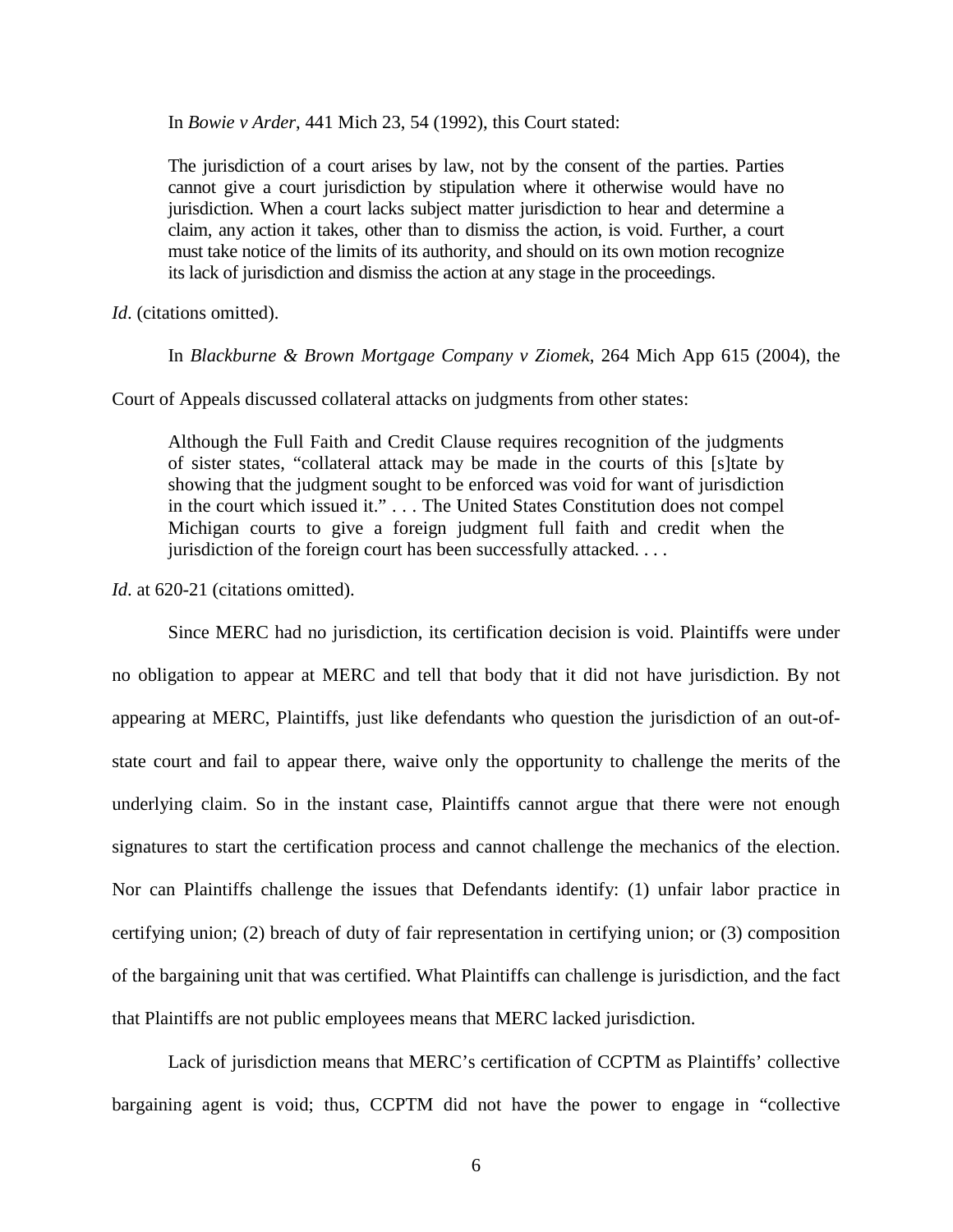In *Bowie v Arder*, 441 Mich 23, 54 (1992), this Court stated:

> The jurisdiction of a court arises by law, not by the consent of the parties. Parties cannot give a court jurisdiction by stipulation where it otherwise would have no jurisdiction. When a court lacks subject matter jurisdiction to hear and determine a claim, any action it takes, other than to dismiss the action, is void. Further, a court must take notice of the limits of its authority, and should on its own motion recognize its lack of jurisdiction and dismiss the action at any stage in the proceedings.

*Id.* (citations omitted).

In *Blackburne & Brown Mortgage Company v Ziomek*, 264 Mich App 615 (2004), the Court of Appeals discussed collateral attacks on judgments from other states:

> Although the Full Faith and Credit Clause requires recognition of the judgments of sister states, "collateral attack may be made in the courts of this [s]tate by showing that the judgment sought to be enforced was void for want of jurisdiction in the court which issued it." . . . The United States Constitution does not compel Michigan courts to give a foreign judgment full faith and credit when the jurisdiction of the foreign court has been successfully attacked. . . .

*Id.* at 620-21 (citations omitted).

Since MERC had no jurisdiction, its certification decision is void. Plaintiffs were under no obligation to appear at MERC and tell that body that it did not have jurisdiction. By not appearing at MERC, Plaintiffs, just like defendants who question the jurisdiction of an out-of-state court and fail to appear there, waive only the opportunity to challenge the merits of the underlying claim. So in the instant case, Plaintiffs cannot argue that there were not enough signatures to start the certification process and cannot challenge the mechanics of the election. Nor can Plaintiffs challenge the issues that Defendants identify: (1) unfair labor practice in certifying union; (2) breach of duty of fair representation in certifying union; or (3) composition of the bargaining unit that was certified. What Plaintiffs can challenge is jurisdiction, and the fact that Plaintiffs are not public employees means that MERC lacked jurisdiction.

Lack of jurisdiction means that MERC's certification of CCPTM as Plaintiffs' collective bargaining agent is void; thus, CCPTM did not have the power to engage in "collective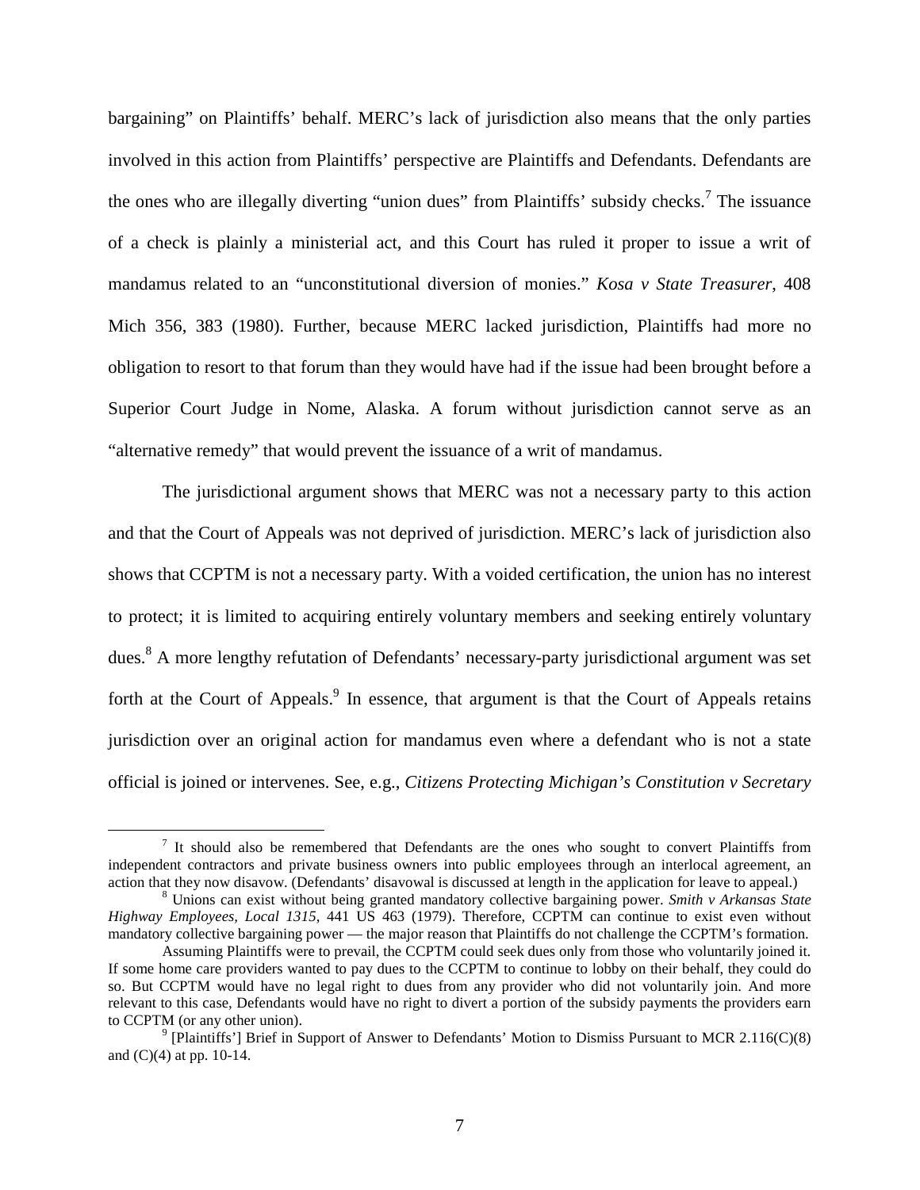bargaining" on Plaintiffs' behalf. MERC's lack of jurisdiction also means that the only parties involved in this action from Plaintiffs' perspective are Plaintiffs and Defendants. Defendants are the ones who are illegally diverting "union dues" from Plaintiffs' subsidy checks.[7] The issuance of a check is plainly a ministerial act, and this Court has ruled it proper to issue a writ of mandamus related to an "unconstitutional diversion of monies." *Kosa v State Treasurer*, 408 Mich 356, 383 (1980). Further, because MERC lacked jurisdiction, Plaintiffs had more no obligation to resort to that forum than they would have had if the issue had been brought before a Superior Court Judge in Nome, Alaska. A forum without jurisdiction cannot serve as an "alternative remedy" that would prevent the issuance of a writ of mandamus.

The jurisdictional argument shows that MERC was not a necessary party to this action and that the Court of Appeals was not deprived of jurisdiction. MERC's lack of jurisdiction also shows that CCPTM is not a necessary party. With a voided certification, the union has no interest to protect; it is limited to acquiring entirely voluntary members and seeking entirely voluntary dues.[8] A more lengthy refutation of Defendants' necessary-party jurisdictional argument was set forth at the Court of Appeals.[9] In essence, that argument is that the Court of Appeals retains jurisdiction over an original action for mandamus even where a defendant who is not a state official is joined or intervenes. See, e.g., *Citizens Protecting Michigan's Constitution v Secretary*

---

[7] It should also be remembered that Defendants are the ones who sought to convert Plaintiffs from independent contractors and private business owners into public employees through an interlocal agreement, an action that they now disavow. (Defendants' disavowal is discussed at length in the application for leave to appeal.)

[8] Unions can exist without being granted mandatory collective bargaining power. *Smith v Arkansas State Highway Employees, Local 1315*, 441 US 463 (1979). Therefore, CCPTM can continue to exist even without mandatory collective bargaining power — the major reason that Plaintiffs do not challenge the CCPTM's formation.

Assuming Plaintiffs were to prevail, the CCPTM could seek dues only from those who voluntarily joined it. If some home care providers wanted to pay dues to the CCPTM to continue to lobby on their behalf, they could do so. But CCPTM would have no legal right to dues from any provider who did not voluntarily join. And more relevant to this case, Defendants would have no right to divert a portion of the subsidy payments the providers earn to CCPTM (or any other union).

[9] [Plaintiffs'] Brief in Support of Answer to Defendants' Motion to Dismiss Pursuant to MCR 2.116(C)(8) and (C)(4) at pp. 10-14.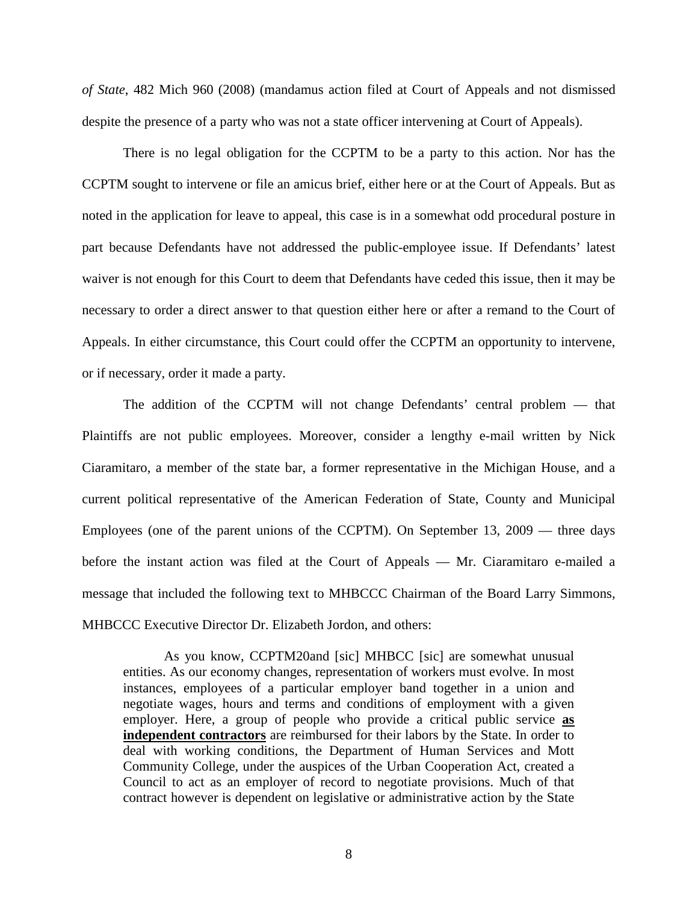*of State*, 482 Mich 960 (2008) (mandamus action filed at Court of Appeals and not dismissed despite the presence of a party who was not a state officer intervening at Court of Appeals).

There is no legal obligation for the CCPTM to be a party to this action. Nor has the CCPTM sought to intervene or file an amicus brief, either here or at the Court of Appeals. But as noted in the application for leave to appeal, this case is in a somewhat odd procedural posture in part because Defendants have not addressed the public-employee issue. If Defendants' latest waiver is not enough for this Court to deem that Defendants have ceded this issue, then it may be necessary to order a direct answer to that question either here or after a remand to the Court of Appeals. In either circumstance, this Court could offer the CCPTM an opportunity to intervene, or if necessary, order it made a party.

The addition of the CCPTM will not change Defendants' central problem — that Plaintiffs are not public employees. Moreover, consider a lengthy e-mail written by Nick Ciaramitaro, a member of the state bar, a former representative in the Michigan House, and a current political representative of the American Federation of State, County and Municipal Employees (one of the parent unions of the CCPTM). On September 13, 2009 — three days before the instant action was filed at the Court of Appeals — Mr. Ciaramitaro e-mailed a message that included the following text to MHBCCC Chairman of the Board Larry Simmons, MHBCCC Executive Director Dr. Elizabeth Jordon, and others:

> As you know, CCPTM20and [sic] MHBCC [sic] are somewhat unusual entities. As our economy changes, representation of workers must evolve. In most instances, employees of a particular employer band together in a union and negotiate wages, hours and terms and conditions of employment with a given employer. Here, a group of people who provide a critical public service **<u>as independent contractors</u>** are reimbursed for their labors by the State. In order to deal with working conditions, the Department of Human Services and Mott Community College, under the auspices of the Urban Cooperation Act, created a Council to act as an employer of record to negotiate provisions. Much of that contract however is dependent on legislative or administrative action by the State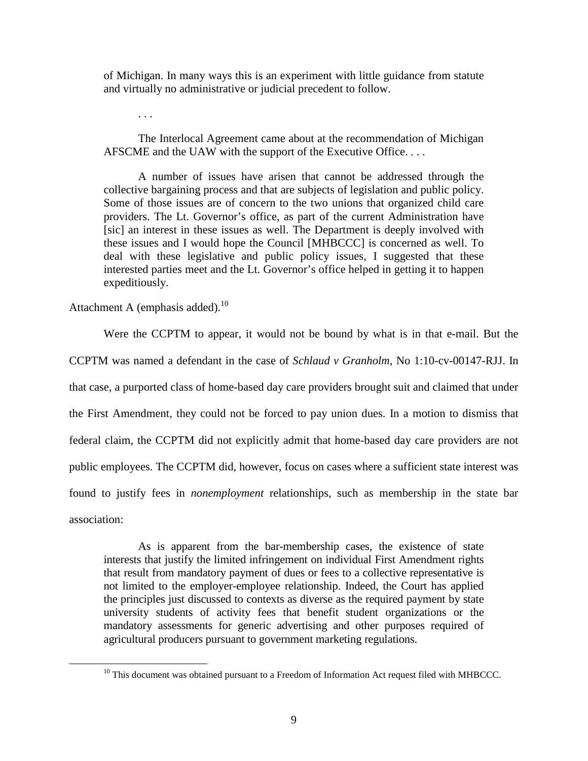> of Michigan. In many ways this is an experiment with little guidance from statute and virtually no administrative or judicial precedent to follow.
>
> . . .
>
> The Interlocal Agreement came about at the recommendation of Michigan AFSCME and the UAW with the support of the Executive Office. . . .
>
> A number of issues have arisen that cannot be addressed through the collective bargaining process and that are subjects of legislation and public policy. Some of those issues are of concern to the two unions that organized child care providers. The Lt. Governor's office, as part of the current Administration have [sic] an interest in these issues as well. The Department is deeply involved with these issues and I would hope the Council [MHBCCC] is concerned as well. To deal with these legislative and public policy issues, I suggested that these interested parties meet and the Lt. Governor's office helped in getting it to happen expeditiously.

Attachment A (emphasis added).[10]

Were the CCPTM to appear, it would not be bound by what is in that e-mail. But the CCPTM was named a defendant in the case of *Schlaud v Granholm*, No 1:10-cv-00147-RJJ. In that case, a purported class of home-based day care providers brought suit and claimed that under the First Amendment, they could not be forced to pay union dues. In a motion to dismiss that federal claim, the CCPTM did not explicitly admit that home-based day care providers are not public employees. The CCPTM did, however, focus on cases where a sufficient state interest was found to justify fees in *nonemployment* relationships, such as membership in the state bar association:

> As is apparent from the bar-membership cases, the existence of state interests that justify the limited infringement on individual First Amendment rights that result from mandatory payment of dues or fees to a collective representative is not limited to the employer-employee relationship. Indeed, the Court has applied the principles just discussed to contexts as diverse as the required payment by state university students of activity fees that benefit student organizations or the mandatory assessments for generic advertising and other purposes required of agricultural producers pursuant to government marketing regulations.

[10] This document was obtained pursuant to a Freedom of Information Act request filed with MHBCCC.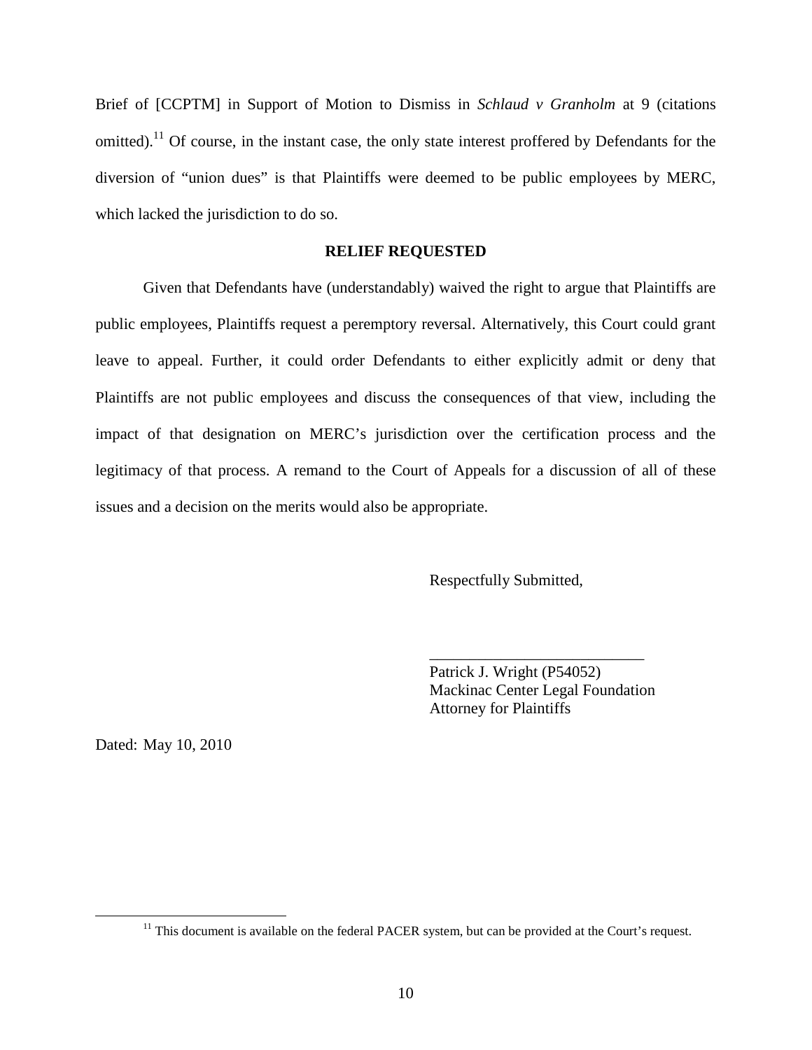Brief of [CCPTM] in Support of Motion to Dismiss in *Schlaud v Granholm* at 9 (citations omitted).[11] Of course, in the instant case, the only state interest proffered by Defendants for the diversion of "union dues" is that Plaintiffs were deemed to be public employees by MERC, which lacked the jurisdiction to do so.

**RELIEF REQUESTED**

Given that Defendants have (understandably) waived the right to argue that Plaintiffs are public employees, Plaintiffs request a peremptory reversal. Alternatively, this Court could grant leave to appeal. Further, it could order Defendants to either explicitly admit or deny that Plaintiffs are not public employees and discuss the consequences of that view, including the impact of that designation on MERC's jurisdiction over the certification process and the legitimacy of that process. A remand to the Court of Appeals for a discussion of all of these issues and a decision on the merits would also be appropriate.

Respectfully Submitted,

\_\_\_\_\_\_\_\_\_\_\_\_\_\_\_\_\_\_\_\_\_\_\_\_\_\_\_\_

Patrick J. Wright (P54052)
Mackinac Center Legal Foundation
Attorney for Plaintiffs

Dated: May 10, 2010

[11] This document is available on the federal PACER system, but can be provided at the Court's request.